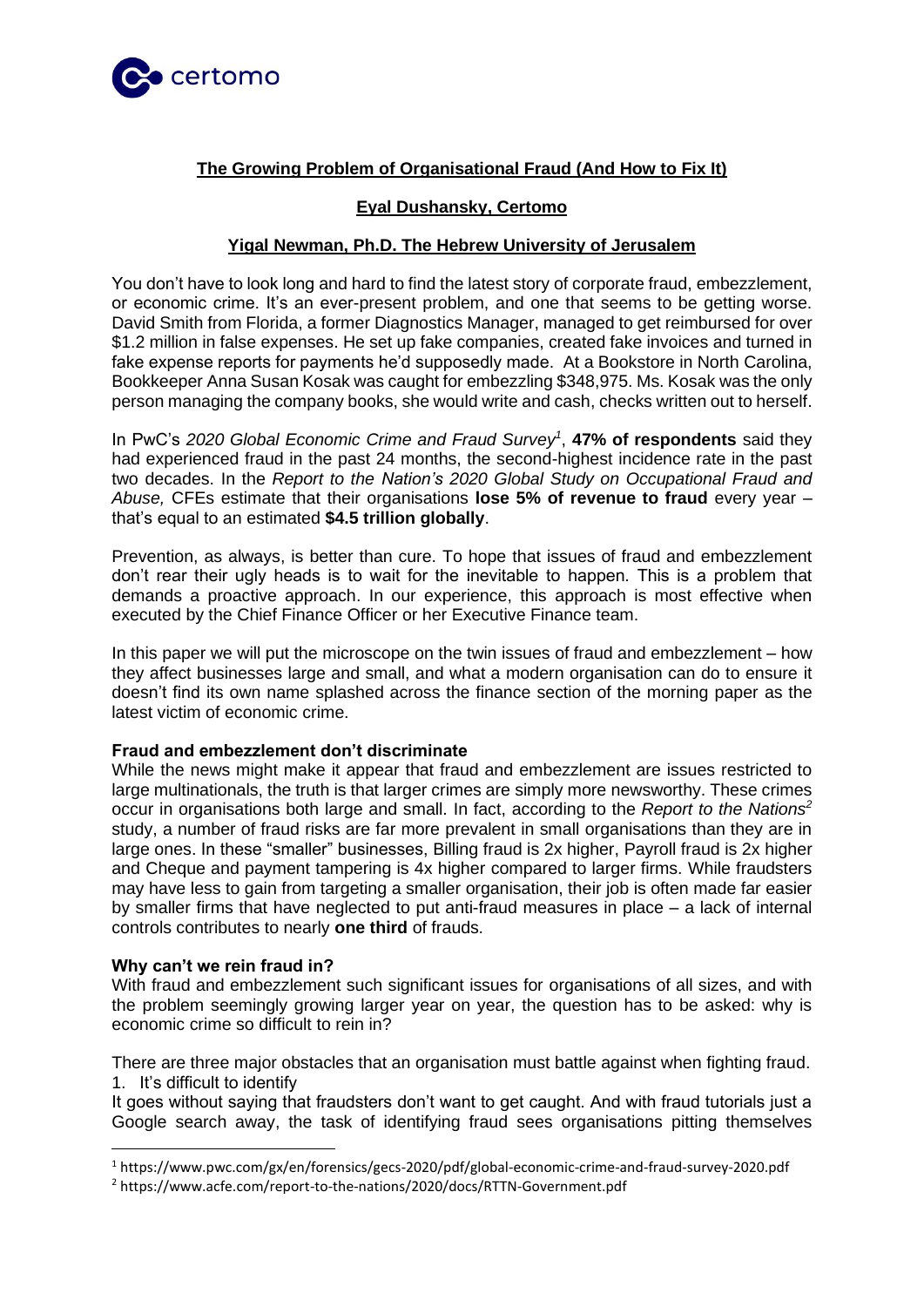# The Growing Problem of Organisational Fraud (And How to Fix It)

**Eyal Dushansky, Certomo**

**Yigal Newman, Ph.D. The Hebrew University of Jerusalem**

You don't have to look long and hard to find the latest story of corporate fraud, embezzlement, or economic crime. It's an ever-present problem, and one that seems to be getting worse. David Smith from Florida, a former Diagnostics Manager, managed to get reimbursed for over $1.2 million in false expenses. He set up fake companies, created fake invoices and turned in fake expense reports for payments he'd supposedly made. At a Bookstore in North Carolina, Bookkeeper Anna Susan Kosak was caught for embezzling $348,975. Ms. Kosak was the only person managing the company books, she would write and cash, checks written out to herself.

In PwC's *2020 Global Economic Crime and Fraud Survey*[1], **47% of respondents** said they had experienced fraud in the past 24 months, the second-highest incidence rate in the past two decades. In the *Report to the Nation's 2020 Global Study on Occupational Fraud and Abuse,* CFEs estimate that their organisations **lose 5% of revenue to fraud** every year – that's equal to an estimated **$4.5 trillion globally**.

Prevention, as always, is better than cure. To hope that issues of fraud and embezzlement don't rear their ugly heads is to wait for the inevitable to happen. This is a problem that demands a proactive approach. In our experience, this approach is most effective when executed by the Chief Finance Officer or her Executive Finance team.

In this paper we will put the microscope on the twin issues of fraud and embezzlement – how they affect businesses large and small, and what a modern organisation can do to ensure it doesn't find its own name splashed across the finance section of the morning paper as the latest victim of economic crime.

## Fraud and embezzlement don't discriminate

While the news might make it appear that fraud and embezzlement are issues restricted to large multinationals, the truth is that larger crimes are simply more newsworthy. These crimes occur in organisations both large and small. In fact, according to the *Report to the Nations*[2] study, a number of fraud risks are far more prevalent in small organisations than they are in large ones. In these "smaller" businesses, Billing fraud is 2x higher, Payroll fraud is 2x higher and Cheque and payment tampering is 4x higher compared to larger firms. While fraudsters may have less to gain from targeting a smaller organisation, their job is often made far easier by smaller firms that have neglected to put anti-fraud measures in place – a lack of internal controls contributes to nearly **one third** of frauds.

## Why can't we rein fraud in?

With fraud and embezzlement such significant issues for organisations of all sizes, and with the problem seemingly growing larger year on year, the question has to be asked: why is economic crime so difficult to rein in?

There are three major obstacles that an organisation must battle against when fighting fraud.

1. It's difficult to identify

It goes without saying that fraudsters don't want to get caught. And with fraud tutorials just a Google search away, the task of identifying fraud sees organisations pitting themselves

---

[1] https://www.pwc.com/gx/en/forensics/gecs-2020/pdf/global-economic-crime-and-fraud-survey-2020.pdf

[2] https://www.acfe.com/report-to-the-nations/2020/docs/RTTN-Government.pdf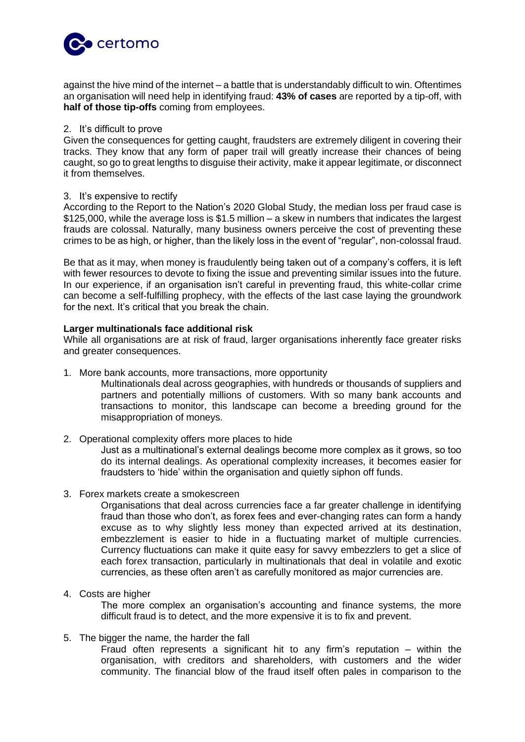against the hive mind of the internet – a battle that is understandably difficult to win. Oftentimes an organisation will need help in identifying fraud: **43% of cases** are reported by a tip-off, with **half of those tip-offs** coming from employees.

2. It's difficult to prove

Given the consequences for getting caught, fraudsters are extremely diligent in covering their tracks. They know that any form of paper trail will greatly increase their chances of being caught, so go to great lengths to disguise their activity, make it appear legitimate, or disconnect it from themselves.

3. It's expensive to rectify

According to the Report to the Nation's 2020 Global Study, the median loss per fraud case is $125,000, while the average loss is $1.5 million – a skew in numbers that indicates the largest frauds are colossal. Naturally, many business owners perceive the cost of preventing these crimes to be as high, or higher, than the likely loss in the event of "regular", non-colossal fraud.

Be that as it may, when money is fraudulently being taken out of a company's coffers, it is left with fewer resources to devote to fixing the issue and preventing similar issues into the future. In our experience, if an organisation isn't careful in preventing fraud, this white-collar crime can become a self-fulfilling prophecy, with the effects of the last case laying the groundwork for the next. It's critical that you break the chain.

**Larger multinationals face additional risk**

While all organisations are at risk of fraud, larger organisations inherently face greater risks and greater consequences.

1. More bank accounts, more transactions, more opportunity

   Multinationals deal across geographies, with hundreds or thousands of suppliers and partners and potentially millions of customers. With so many bank accounts and transactions to monitor, this landscape can become a breeding ground for the misappropriation of moneys.

2. Operational complexity offers more places to hide

   Just as a multinational's external dealings become more complex as it grows, so too do its internal dealings. As operational complexity increases, it becomes easier for fraudsters to 'hide' within the organisation and quietly siphon off funds.

3. Forex markets create a smokescreen

   Organisations that deal across currencies face a far greater challenge in identifying fraud than those who don't, as forex fees and ever-changing rates can form a handy excuse as to why slightly less money than expected arrived at its destination, embezzlement is easier to hide in a fluctuating market of multiple currencies. Currency fluctuations can make it quite easy for savvy embezzlers to get a slice of each forex transaction, particularly in multinationals that deal in volatile and exotic currencies, as these often aren't as carefully monitored as major currencies are.

4. Costs are higher

   The more complex an organisation's accounting and finance systems, the more difficult fraud is to detect, and the more expensive it is to fix and prevent.

5. The bigger the name, the harder the fall

   Fraud often represents a significant hit to any firm's reputation – within the organisation, with creditors and shareholders, with customers and the wider community. The financial blow of the fraud itself often pales in comparison to the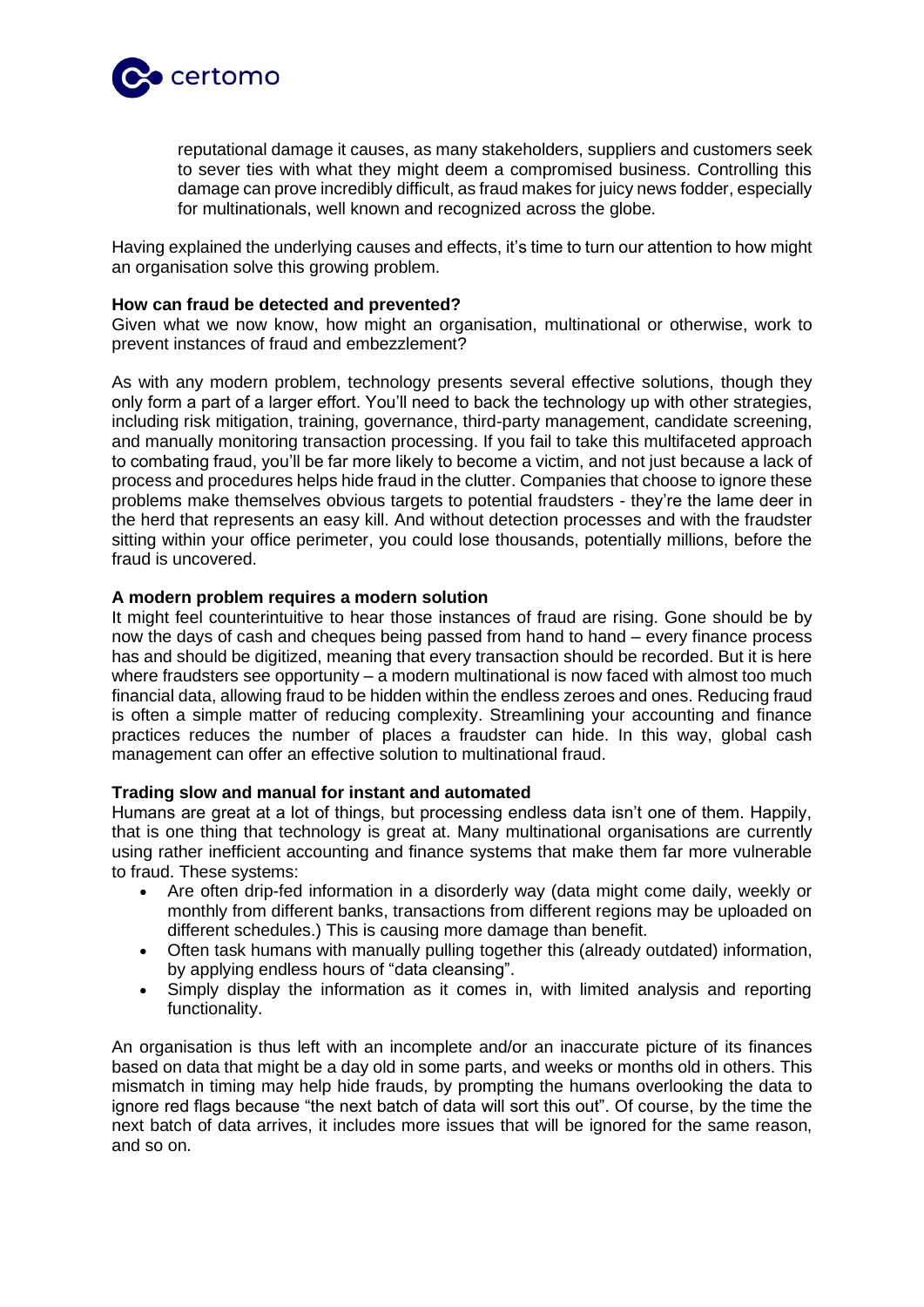reputational damage it causes, as many stakeholders, suppliers and customers seek to sever ties with what they might deem a compromised business. Controlling this damage can prove incredibly difficult, as fraud makes for juicy news fodder, especially for multinationals, well known and recognized across the globe.

Having explained the underlying causes and effects, it's time to turn our attention to how might an organisation solve this growing problem.

**How can fraud be detected and prevented?**

Given what we now know, how might an organisation, multinational or otherwise, work to prevent instances of fraud and embezzlement?

As with any modern problem, technology presents several effective solutions, though they only form a part of a larger effort. You'll need to back the technology up with other strategies, including risk mitigation, training, governance, third-party management, candidate screening, and manually monitoring transaction processing. If you fail to take this multifaceted approach to combating fraud, you'll be far more likely to become a victim, and not just because a lack of process and procedures helps hide fraud in the clutter. Companies that choose to ignore these problems make themselves obvious targets to potential fraudsters - they're the lame deer in the herd that represents an easy kill. And without detection processes and with the fraudster sitting within your office perimeter, you could lose thousands, potentially millions, before the fraud is uncovered.

**A modern problem requires a modern solution**

It might feel counterintuitive to hear those instances of fraud are rising. Gone should be by now the days of cash and cheques being passed from hand to hand – every finance process has and should be digitized, meaning that every transaction should be recorded. But it is here where fraudsters see opportunity – a modern multinational is now faced with almost too much financial data, allowing fraud to be hidden within the endless zeroes and ones. Reducing fraud is often a simple matter of reducing complexity. Streamlining your accounting and finance practices reduces the number of places a fraudster can hide. In this way, global cash management can offer an effective solution to multinational fraud.

**Trading slow and manual for instant and automated**

Humans are great at a lot of things, but processing endless data isn't one of them. Happily, that is one thing that technology is great at. Many multinational organisations are currently using rather inefficient accounting and finance systems that make them far more vulnerable to fraud. These systems:

- Are often drip-fed information in a disorderly way (data might come daily, weekly or monthly from different banks, transactions from different regions may be uploaded on different schedules.) This is causing more damage than benefit.
- Often task humans with manually pulling together this (already outdated) information, by applying endless hours of "data cleansing".
- Simply display the information as it comes in, with limited analysis and reporting functionality.

An organisation is thus left with an incomplete and/or an inaccurate picture of its finances based on data that might be a day old in some parts, and weeks or months old in others. This mismatch in timing may help hide frauds, by prompting the humans overlooking the data to ignore red flags because "the next batch of data will sort this out". Of course, by the time the next batch of data arrives, it includes more issues that will be ignored for the same reason, and so on.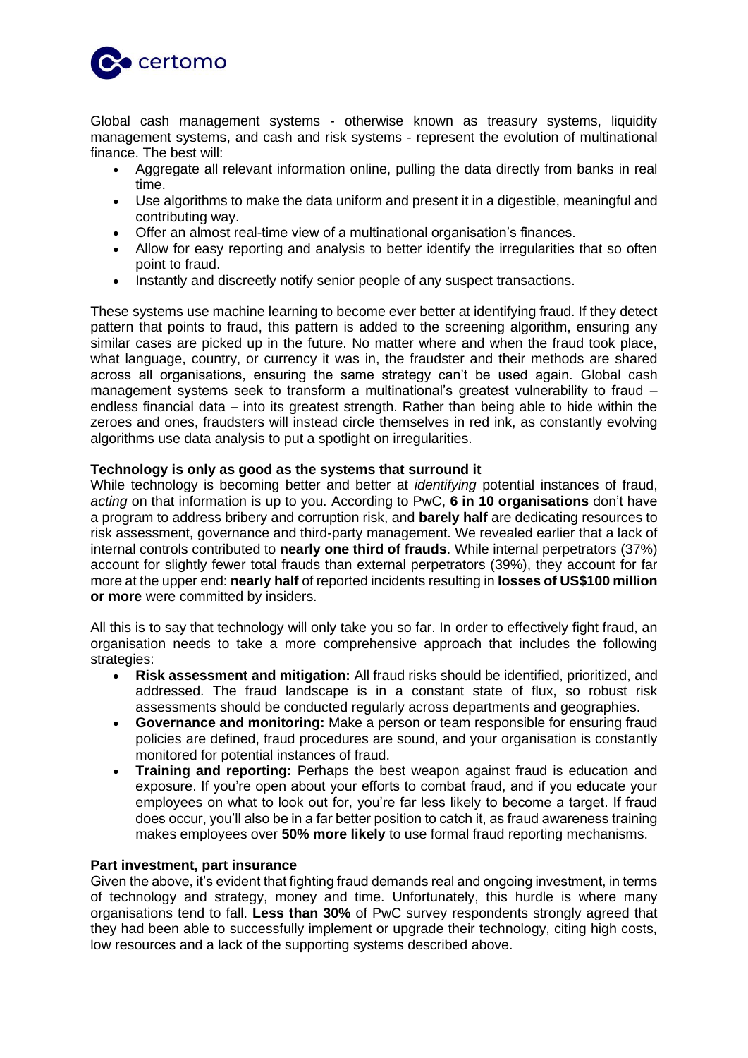Global cash management systems - otherwise known as treasury systems, liquidity management systems, and cash and risk systems - represent the evolution of multinational finance. The best will:

- Aggregate all relevant information online, pulling the data directly from banks in real time.
- Use algorithms to make the data uniform and present it in a digestible, meaningful and contributing way.
- Offer an almost real-time view of a multinational organisation's finances.
- Allow for easy reporting and analysis to better identify the irregularities that so often point to fraud.
- Instantly and discreetly notify senior people of any suspect transactions.

These systems use machine learning to become ever better at identifying fraud. If they detect pattern that points to fraud, this pattern is added to the screening algorithm, ensuring any similar cases are picked up in the future. No matter where and when the fraud took place, what language, country, or currency it was in, the fraudster and their methods are shared across all organisations, ensuring the same strategy can't be used again. Global cash management systems seek to transform a multinational's greatest vulnerability to fraud – endless financial data – into its greatest strength. Rather than being able to hide within the zeroes and ones, fraudsters will instead circle themselves in red ink, as constantly evolving algorithms use data analysis to put a spotlight on irregularities.

**Technology is only as good as the systems that surround it**

While technology is becoming better and better at *identifying* potential instances of fraud, *acting* on that information is up to you. According to PwC, **6 in 10 organisations** don't have a program to address bribery and corruption risk, and **barely half** are dedicating resources to risk assessment, governance and third-party management. We revealed earlier that a lack of internal controls contributed to **nearly one third of frauds**. While internal perpetrators (37%) account for slightly fewer total frauds than external perpetrators (39%), they account for far more at the upper end: **nearly half** of reported incidents resulting in **losses of US$100 million or more** were committed by insiders.

All this is to say that technology will only take you so far. In order to effectively fight fraud, an organisation needs to take a more comprehensive approach that includes the following strategies:

- **Risk assessment and mitigation:** All fraud risks should be identified, prioritized, and addressed. The fraud landscape is in a constant state of flux, so robust risk assessments should be conducted regularly across departments and geographies.
- **Governance and monitoring:** Make a person or team responsible for ensuring fraud policies are defined, fraud procedures are sound, and your organisation is constantly monitored for potential instances of fraud.
- **Training and reporting:** Perhaps the best weapon against fraud is education and exposure. If you're open about your efforts to combat fraud, and if you educate your employees on what to look out for, you're far less likely to become a target. If fraud does occur, you'll also be in a far better position to catch it, as fraud awareness training makes employees over **50% more likely** to use formal fraud reporting mechanisms.

**Part investment, part insurance**

Given the above, it's evident that fighting fraud demands real and ongoing investment, in terms of technology and strategy, money and time. Unfortunately, this hurdle is where many organisations tend to fall. **Less than 30%** of PwC survey respondents strongly agreed that they had been able to successfully implement or upgrade their technology, citing high costs, low resources and a lack of the supporting systems described above.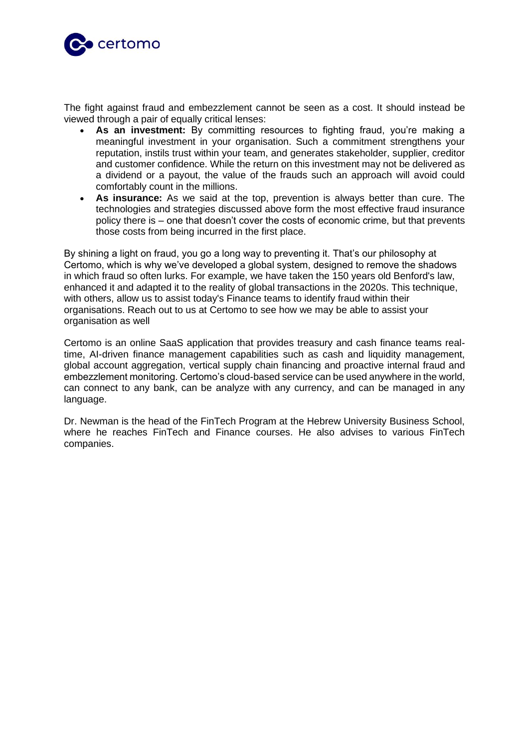The fight against fraud and embezzlement cannot be seen as a cost. It should instead be viewed through a pair of equally critical lenses:

- **As an investment:** By committing resources to fighting fraud, you're making a meaningful investment in your organisation. Such a commitment strengthens your reputation, instils trust within your team, and generates stakeholder, supplier, creditor and customer confidence. While the return on this investment may not be delivered as a dividend or a payout, the value of the frauds such an approach will avoid could comfortably count in the millions.
- **As insurance:** As we said at the top, prevention is always better than cure. The technologies and strategies discussed above form the most effective fraud insurance policy there is – one that doesn't cover the costs of economic crime, but that prevents those costs from being incurred in the first place.

By shining a light on fraud, you go a long way to preventing it. That's our philosophy at Certomo, which is why we've developed a global system, designed to remove the shadows in which fraud so often lurks. For example, we have taken the 150 years old Benford's law, enhanced it and adapted it to the reality of global transactions in the 2020s. This technique, with others, allow us to assist today's Finance teams to identify fraud within their organisations. Reach out to us at Certomo to see how we may be able to assist your organisation as well

Certomo is an online SaaS application that provides treasury and cash finance teams real-time, AI-driven finance management capabilities such as cash and liquidity management, global account aggregation, vertical supply chain financing and proactive internal fraud and embezzlement monitoring. Certomo's cloud-based service can be used anywhere in the world, can connect to any bank, can be analyze with any currency, and can be managed in any language.

Dr. Newman is the head of the FinTech Program at the Hebrew University Business School, where he reaches FinTech and Finance courses. He also advises to various FinTech companies.